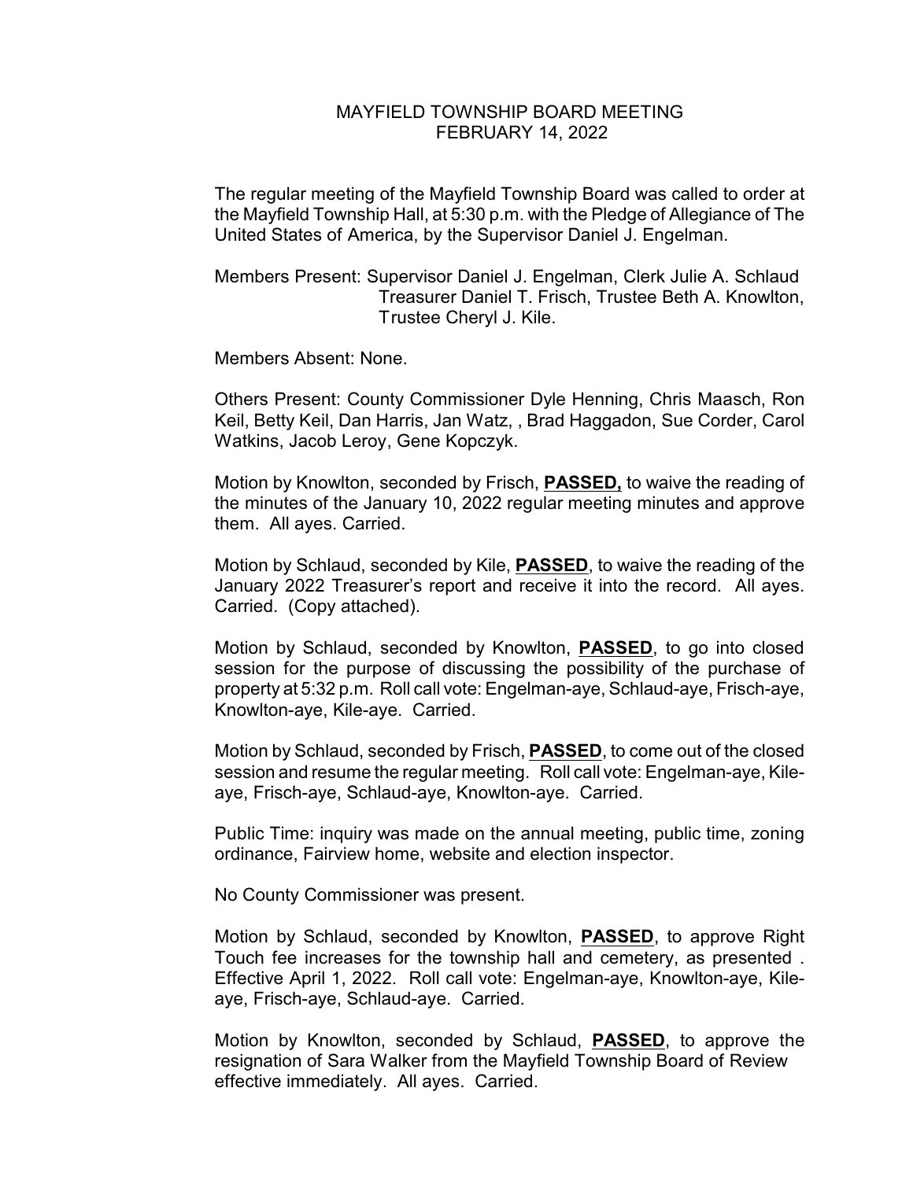# MAYFIELD TOWNSHIP BOARD MEETING
## FEBRUARY 14, 2022

The regular meeting of the Mayfield Township Board was called to order at the Mayfield Township Hall, at 5:30 p.m. with the Pledge of Allegiance of The United States of America, by the Supervisor Daniel J. Engelman.

Members Present: Supervisor Daniel J. Engelman, Clerk Julie A. Schlaud Treasurer Daniel T. Frisch, Trustee Beth A. Knowlton, Trustee Cheryl J. Kile.

Members Absent: None.

Others Present: County Commissioner Dyle Henning, Chris Maasch, Ron Keil, Betty Keil, Dan Harris, Jan Watz, , Brad Haggadon, Sue Corder, Carol Watkins, Jacob Leroy, Gene Kopczyk.

Motion by Knowlton, seconded by Frisch, **PASSED,** to waive the reading of the minutes of the January 10, 2022 regular meeting minutes and approve them. All ayes. Carried.

Motion by Schlaud, seconded by Kile, **PASSED**, to waive the reading of the January 2022 Treasurer's report and receive it into the record. All ayes. Carried. (Copy attached).

Motion by Schlaud, seconded by Knowlton, **PASSED**, to go into closed session for the purpose of discussing the possibility of the purchase of property at 5:32 p.m. Roll call vote: Engelman-aye, Schlaud-aye, Frisch-aye, Knowlton-aye, Kile-aye. Carried.

Motion by Schlaud, seconded by Frisch, **PASSED**, to come out of the closed session and resume the regular meeting. Roll call vote: Engelman-aye, Kile-aye, Frisch-aye, Schlaud-aye, Knowlton-aye. Carried.

Public Time: inquiry was made on the annual meeting, public time, zoning ordinance, Fairview home, website and election inspector.

No County Commissioner was present.

Motion by Schlaud, seconded by Knowlton, **PASSED**, to approve Right Touch fee increases for the township hall and cemetery, as presented . Effective April 1, 2022. Roll call vote: Engelman-aye, Knowlton-aye, Kile-aye, Frisch-aye, Schlaud-aye. Carried.

Motion by Knowlton, seconded by Schlaud, **PASSED**, to approve the resignation of Sara Walker from the Mayfield Township Board of Review effective immediately. All ayes. Carried.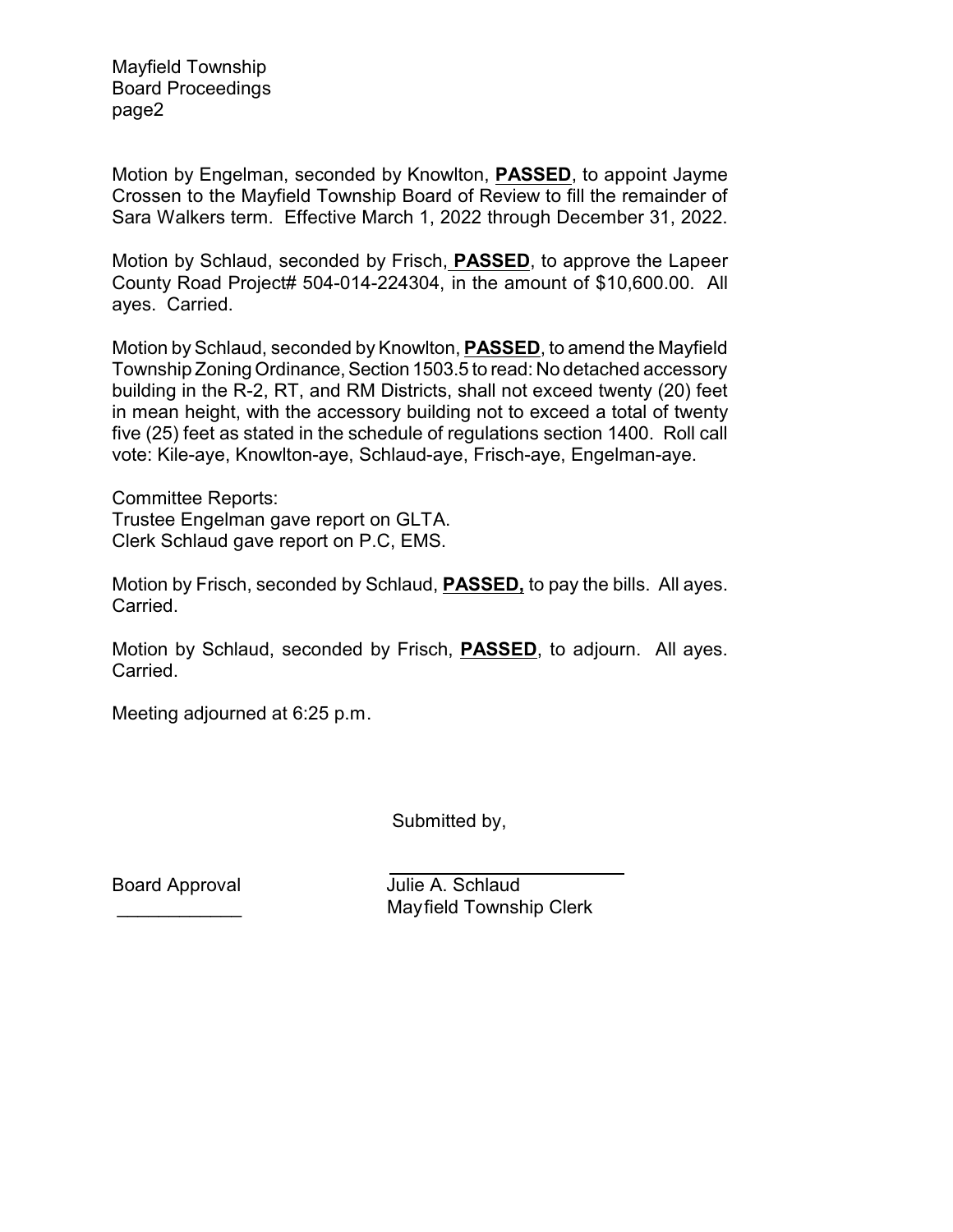Motion by Engelman, seconded by Knowlton, **PASSED**, to appoint Jayme Crossen to the Mayfield Township Board of Review to fill the remainder of Sara Walkers term. Effective March 1, 2022 through December 31, 2022.

Motion by Schlaud, seconded by Frisch, **PASSED**, to approve the Lapeer County Road Project# 504-014-224304, in the amount of $10,600.00. All ayes. Carried.

Motion by Schlaud, seconded by Knowlton, **PASSED**, to amend the Mayfield Township Zoning Ordinance, Section 1503.5 to read: No detached accessory building in the R-2, RT, and RM Districts, shall not exceed twenty (20) feet in mean height, with the accessory building not to exceed a total of twenty five (25) feet as stated in the schedule of regulations section 1400. Roll call vote: Kile-aye, Knowlton-aye, Schlaud-aye, Frisch-aye, Engelman-aye.

Committee Reports:
Trustee Engelman gave report on GLTA.
Clerk Schlaud gave report on P.C, EMS.

Motion by Frisch, seconded by Schlaud, **PASSED,** to pay the bills. All ayes. Carried.

Motion by Schlaud, seconded by Frisch, **PASSED**, to adjourn. All ayes. Carried.

Meeting adjourned at 6:25 p.m.

Submitted by,

Board Approval

\_\_\_\_\_\_\_\_\_\_\_\_

Julie A. Schlaud
Mayfield Township Clerk